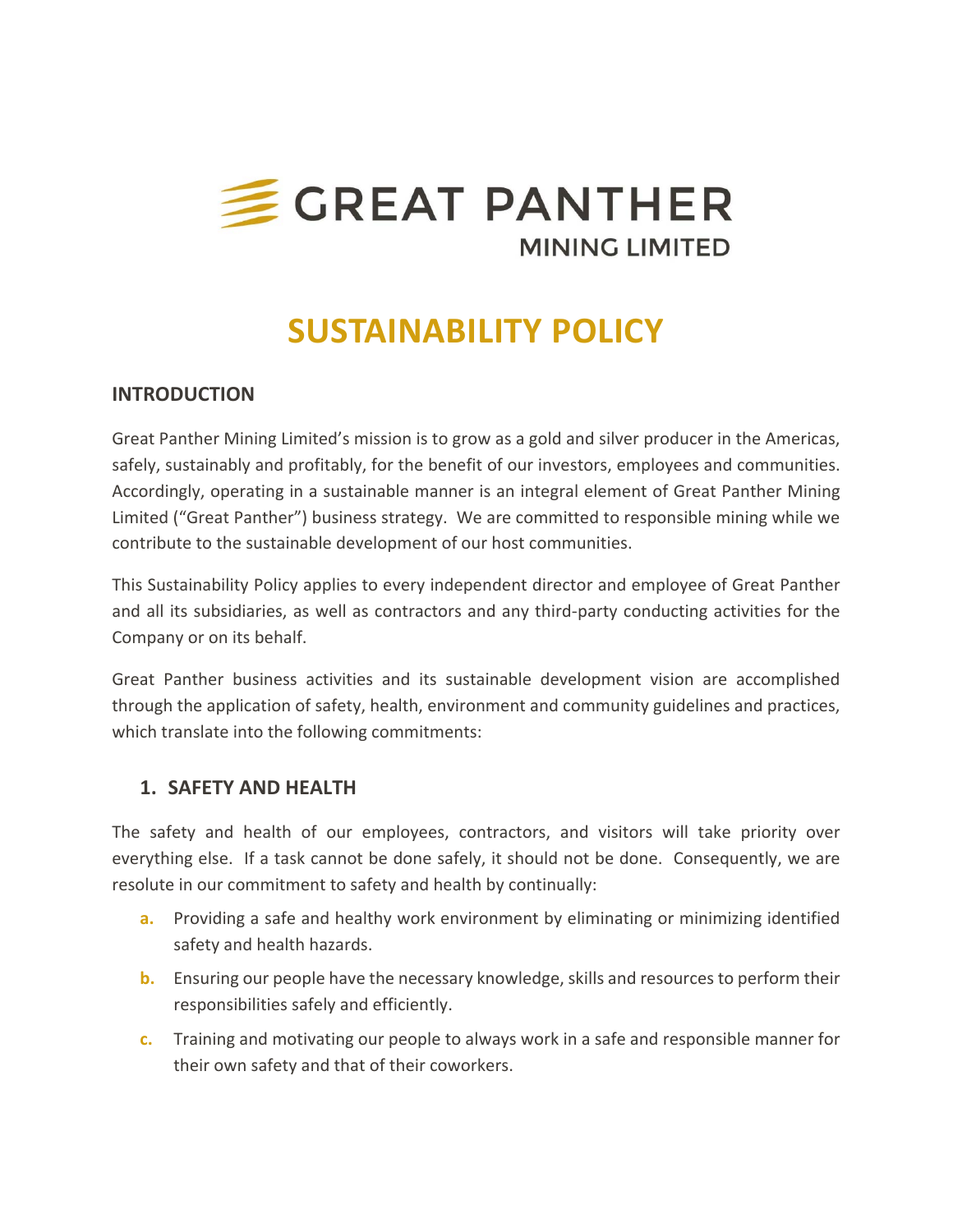# GREAT PANTHER

MINING LIMITED

# SUSTAINABILITY POLICY

## INTRODUCTION

Great Panther Mining Limited's mission is to grow as a gold and silver producer in the Americas, safely, sustainably and profitably, for the benefit of our investors, employees and communities. Accordingly, operating in a sustainable manner is an integral element of Great Panther Mining Limited ("Great Panther") business strategy. We are committed to responsible mining while we contribute to the sustainable development of our host communities.

This Sustainability Policy applies to every independent director and employee of Great Panther and all its subsidiaries, as well as contractors and any third-party conducting activities for the Company or on its behalf.

Great Panther business activities and its sustainable development vision are accomplished through the application of safety, health, environment and community guidelines and practices, which translate into the following commitments:

### 1. SAFETY AND HEALTH

The safety and health of our employees, contractors, and visitors will take priority over everything else. If a task cannot be done safely, it should not be done. Consequently, we are resolute in our commitment to safety and health by continually:

a. Providing a safe and healthy work environment by eliminating or minimizing identified safety and health hazards.

b. Ensuring our people have the necessary knowledge, skills and resources to perform their responsibilities safely and efficiently.

c. Training and motivating our people to always work in a safe and responsible manner for their own safety and that of their coworkers.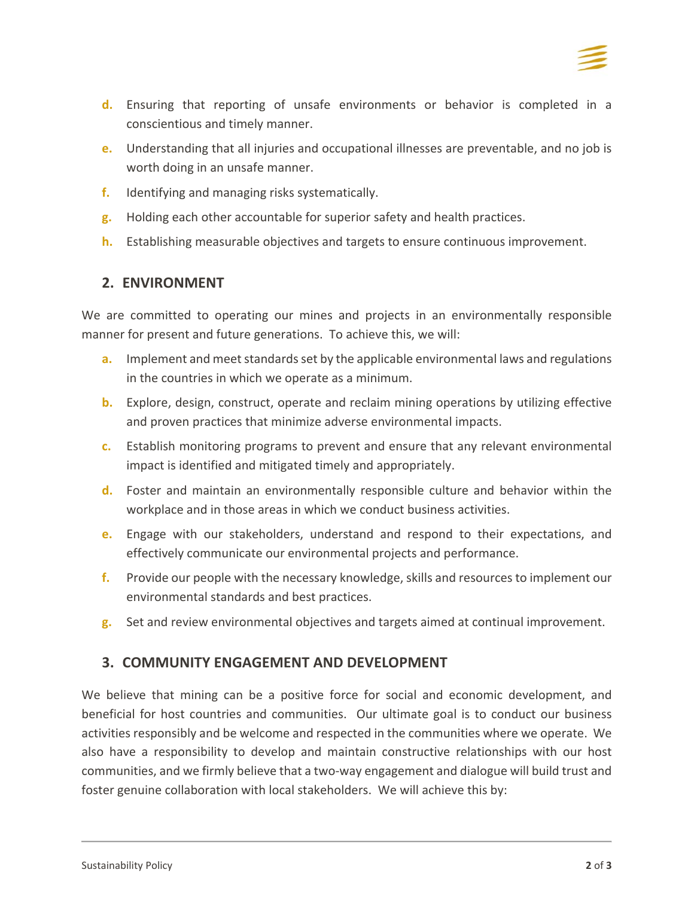d. Ensuring that reporting of unsafe environments or behavior is completed in a conscientious and timely manner.
e. Understanding that all injuries and occupational illnesses are preventable, and no job is worth doing in an unsafe manner.
f. Identifying and managing risks systematically.
g. Holding each other accountable for superior safety and health practices.
h. Establishing measurable objectives and targets to ensure continuous improvement.

## 2. ENVIRONMENT

We are committed to operating our mines and projects in an environmentally responsible manner for present and future generations. To achieve this, we will:

a. Implement and meet standards set by the applicable environmental laws and regulations in the countries in which we operate as a minimum.
b. Explore, design, construct, operate and reclaim mining operations by utilizing effective and proven practices that minimize adverse environmental impacts.
c. Establish monitoring programs to prevent and ensure that any relevant environmental impact is identified and mitigated timely and appropriately.
d. Foster and maintain an environmentally responsible culture and behavior within the workplace and in those areas in which we conduct business activities.
e. Engage with our stakeholders, understand and respond to their expectations, and effectively communicate our environmental projects and performance.
f. Provide our people with the necessary knowledge, skills and resources to implement our environmental standards and best practices.
g. Set and review environmental objectives and targets aimed at continual improvement.

## 3. COMMUNITY ENGAGEMENT AND DEVELOPMENT

We believe that mining can be a positive force for social and economic development, and beneficial for host countries and communities. Our ultimate goal is to conduct our business activities responsibly and be welcome and respected in the communities where we operate. We also have a responsibility to develop and maintain constructive relationships with our host communities, and we firmly believe that a two-way engagement and dialogue will build trust and foster genuine collaboration with local stakeholders. We will achieve this by: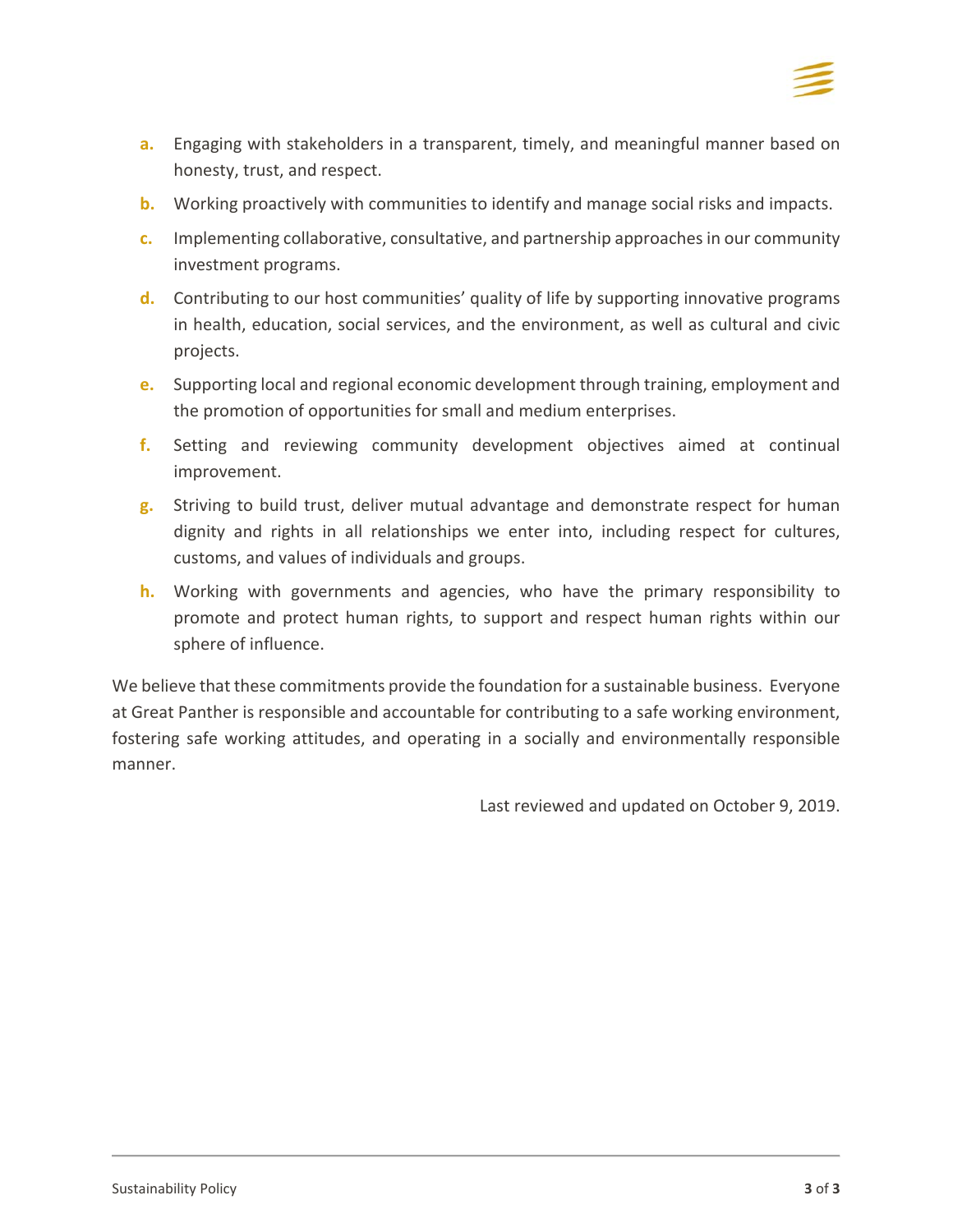a. Engaging with stakeholders in a transparent, timely, and meaningful manner based on honesty, trust, and respect.
b. Working proactively with communities to identify and manage social risks and impacts.
c. Implementing collaborative, consultative, and partnership approaches in our community investment programs.
d. Contributing to our host communities' quality of life by supporting innovative programs in health, education, social services, and the environment, as well as cultural and civic projects.
e. Supporting local and regional economic development through training, employment and the promotion of opportunities for small and medium enterprises.
f. Setting and reviewing community development objectives aimed at continual improvement.
g. Striving to build trust, deliver mutual advantage and demonstrate respect for human dignity and rights in all relationships we enter into, including respect for cultures, customs, and values of individuals and groups.
h. Working with governments and agencies, who have the primary responsibility to promote and protect human rights, to support and respect human rights within our sphere of influence.

We believe that these commitments provide the foundation for a sustainable business. Everyone at Great Panther is responsible and accountable for contributing to a safe working environment, fostering safe working attitudes, and operating in a socially and environmentally responsible manner.

Last reviewed and updated on October 9, 2019.